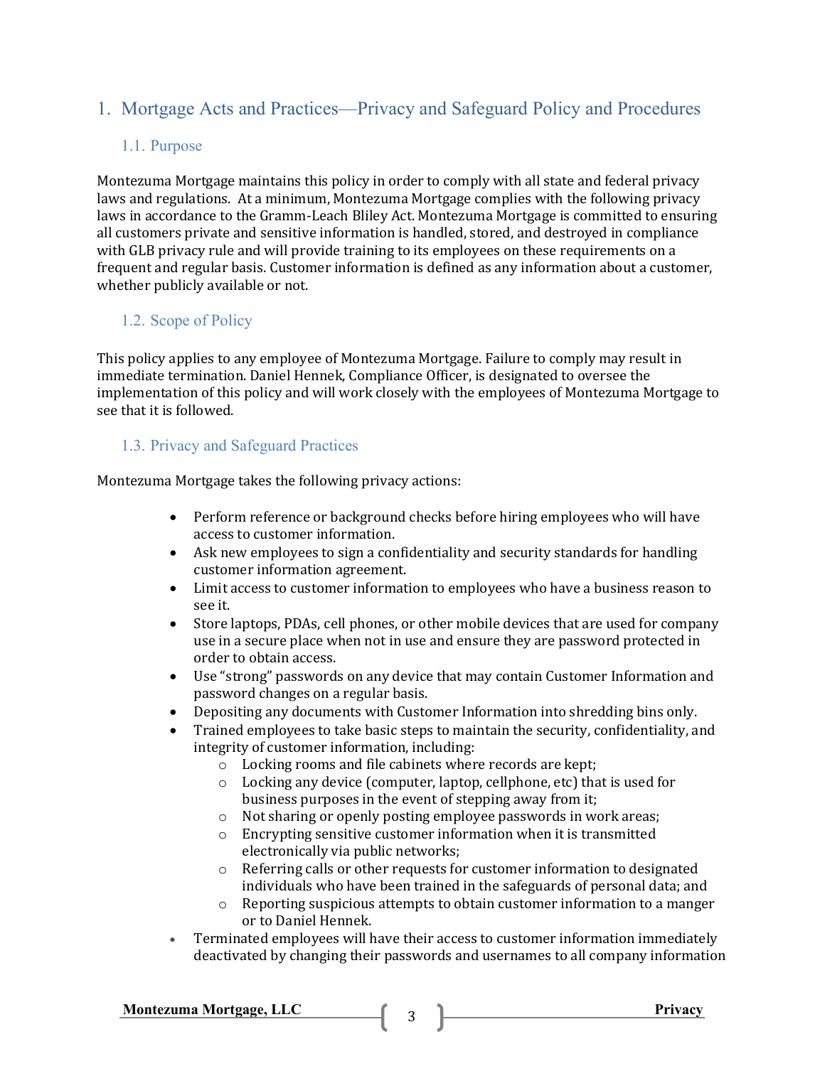# 1. Mortgage Acts and Practices—Privacy and Safeguard Policy and Procedures

## 1.1. Purpose

Montezuma Mortgage maintains this policy in order to comply with all state and federal privacy laws and regulations. At a minimum, Montezuma Mortgage complies with the following privacy laws in accordance to the Gramm-Leach Bliley Act. Montezuma Mortgage is committed to ensuring all customers private and sensitive information is handled, stored, and destroyed in compliance with GLB privacy rule and will provide training to its employees on these requirements on a frequent and regular basis. Customer information is defined as any information about a customer, whether publicly available or not.

## 1.2. Scope of Policy

This policy applies to any employee of Montezuma Mortgage. Failure to comply may result in immediate termination. Daniel Hennek, Compliance Officer, is designated to oversee the implementation of this policy and will work closely with the employees of Montezuma Mortgage to see that it is followed.

## 1.3. Privacy and Safeguard Practices

Montezuma Mortgage takes the following privacy actions:

- Perform reference or background checks before hiring employees who will have access to customer information.
- Ask new employees to sign a confidentiality and security standards for handling customer information agreement.
- Limit access to customer information to employees who have a business reason to see it.
- Store laptops, PDAs, cell phones, or other mobile devices that are used for company use in a secure place when not in use and ensure they are password protected in order to obtain access.
- Use "strong" passwords on any device that may contain Customer Information and password changes on a regular basis.
- Depositing any documents with Customer Information into shredding bins only.
- Trained employees to take basic steps to maintain the security, confidentiality, and integrity of customer information, including:
  - Locking rooms and file cabinets where records are kept;
  - Locking any device (computer, laptop, cellphone, etc) that is used for business purposes in the event of stepping away from it;
  - Not sharing or openly posting employee passwords in work areas;
  - Encrypting sensitive customer information when it is transmitted electronically via public networks;
  - Referring calls or other requests for customer information to designated individuals who have been trained in the safeguards of personal data; and
  - Reporting suspicious attempts to obtain customer information to a manger or to Daniel Hennek.
- Terminated employees will have their access to customer information immediately deactivated by changing their passwords and usernames to all company information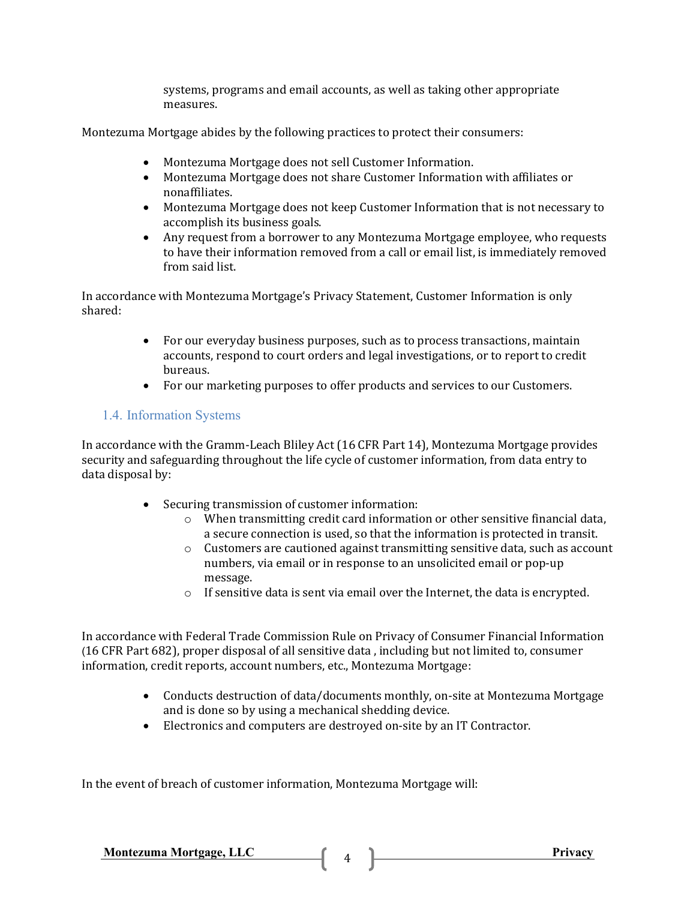systems, programs and email accounts, as well as taking other appropriate measures.

Montezuma Mortgage abides by the following practices to protect their consumers:

- Montezuma Mortgage does not sell Customer Information.
- Montezuma Mortgage does not share Customer Information with affiliates or nonaffiliates.
- Montezuma Mortgage does not keep Customer Information that is not necessary to accomplish its business goals.
- Any request from a borrower to any Montezuma Mortgage employee, who requests to have their information removed from a call or email list, is immediately removed from said list.

In accordance with Montezuma Mortgage's Privacy Statement, Customer Information is only shared:

- For our everyday business purposes, such as to process transactions, maintain accounts, respond to court orders and legal investigations, or to report to credit bureaus.
- For our marketing purposes to offer products and services to our Customers.

## 1.4. Information Systems

In accordance with the Gramm-Leach Bliley Act (16 CFR Part 14), Montezuma Mortgage provides security and safeguarding throughout the life cycle of customer information, from data entry to data disposal by:

- Securing transmission of customer information:
  - When transmitting credit card information or other sensitive financial data, a secure connection is used, so that the information is protected in transit.
  - Customers are cautioned against transmitting sensitive data, such as account numbers, via email or in response to an unsolicited email or pop-up message.
  - If sensitive data is sent via email over the Internet, the data is encrypted.

In accordance with Federal Trade Commission Rule on Privacy of Consumer Financial Information (16 CFR Part 682), proper disposal of all sensitive data , including but not limited to, consumer information, credit reports, account numbers, etc., Montezuma Mortgage:

- Conducts destruction of data/documents monthly, on-site at Montezuma Mortgage and is done so by using a mechanical shedding device.
- Electronics and computers are destroyed on-site by an IT Contractor.

In the event of breach of customer information, Montezuma Mortgage will: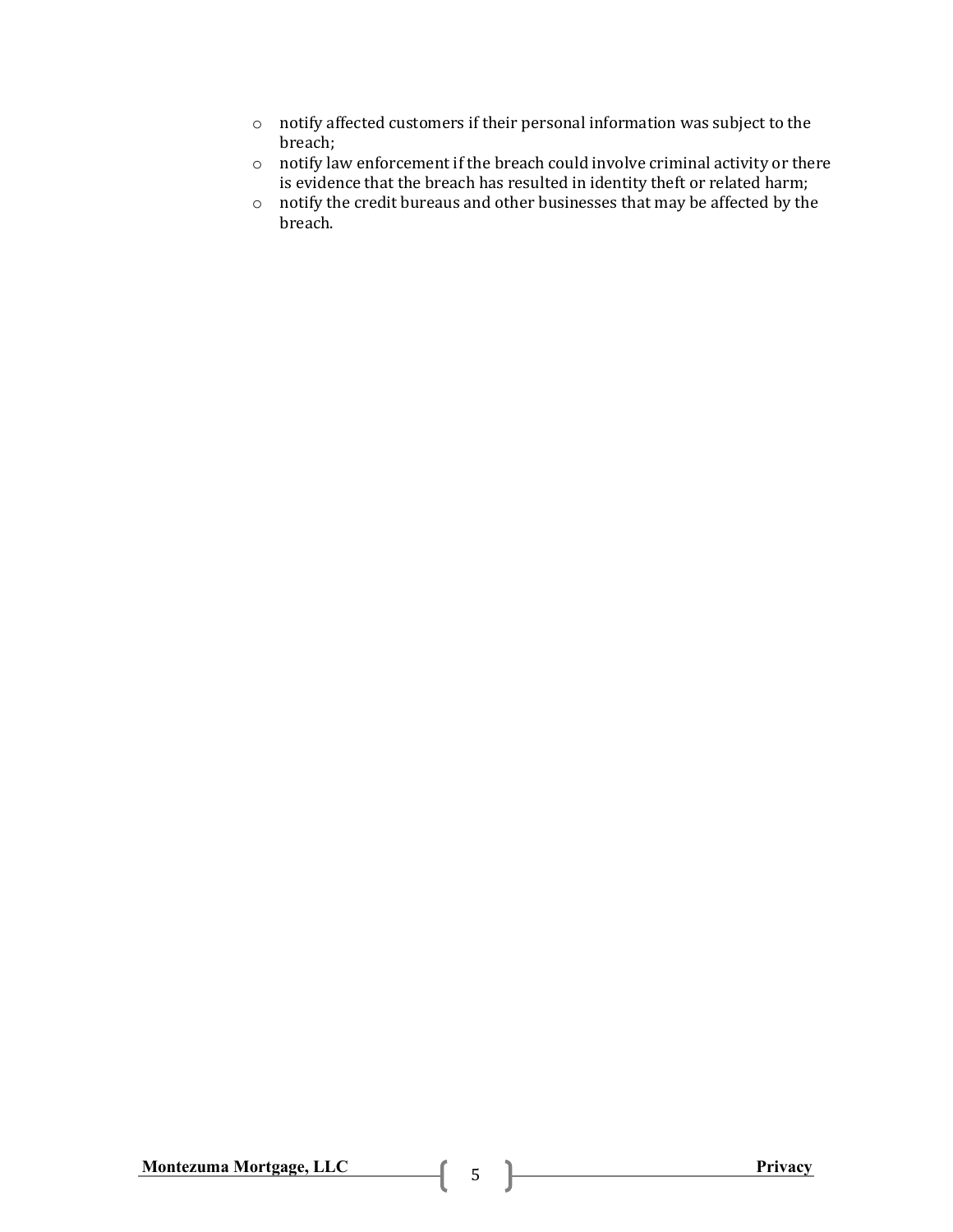- notify affected customers if their personal information was subject to the breach;
- notify law enforcement if the breach could involve criminal activity or there is evidence that the breach has resulted in identity theft or related harm;
- notify the credit bureaus and other businesses that may be affected by the breach.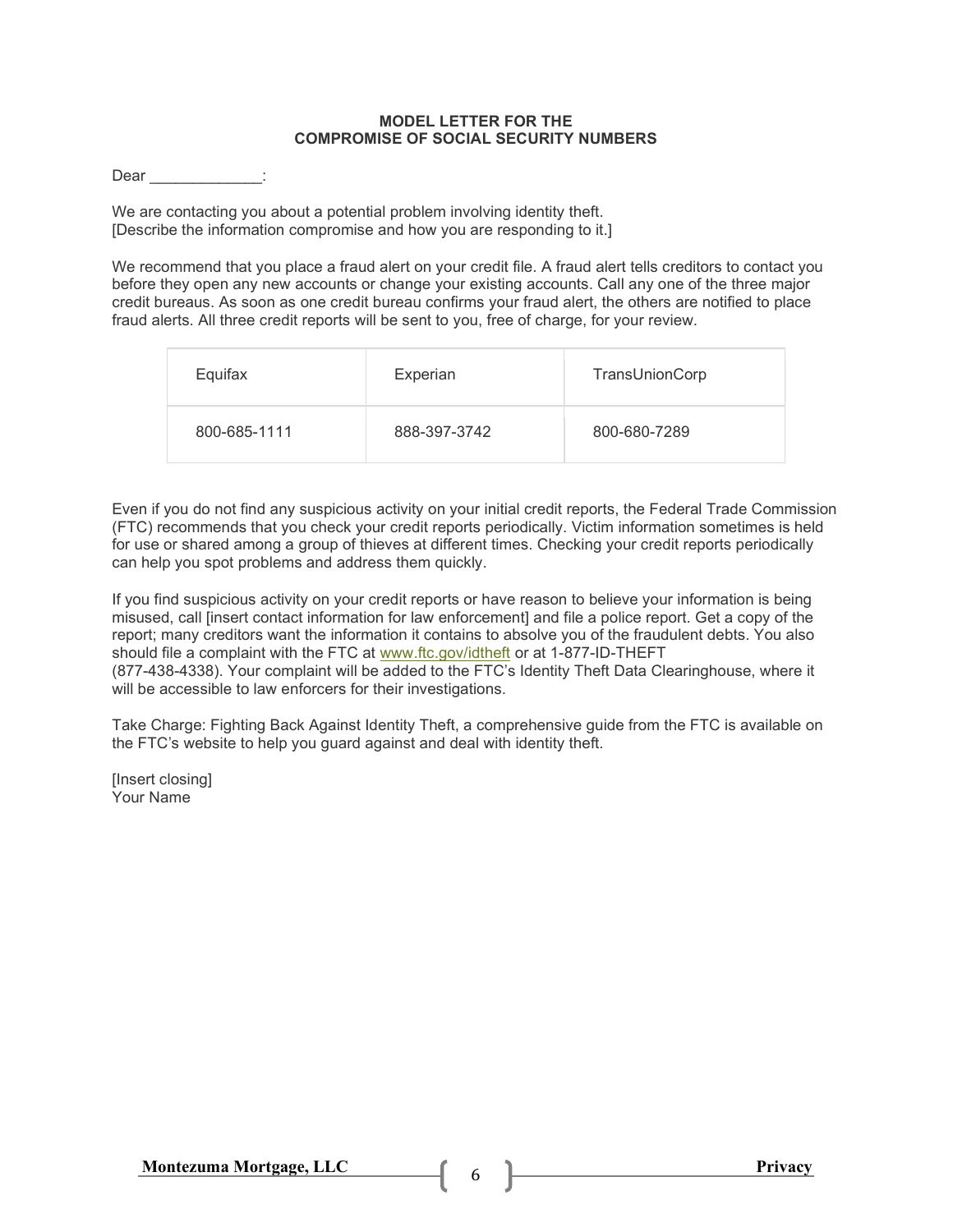**MODEL LETTER FOR THE
COMPROMISE OF SOCIAL SECURITY NUMBERS**

Dear _____________:

We are contacting you about a potential problem involving identity theft.
[Describe the information compromise and how you are responding to it.]

We recommend that you place a fraud alert on your credit file. A fraud alert tells creditors to contact you before they open any new accounts or change your existing accounts. Call any one of the three major credit bureaus. As soon as one credit bureau confirms your fraud alert, the others are notified to place fraud alerts. All three credit reports will be sent to you, free of charge, for your review.

| | | |
|---|---|---|
| Equifax | Experian | TransUnionCorp |
| 800-685-1111 | 888-397-3742 | 800-680-7289 |

Even if you do not find any suspicious activity on your initial credit reports, the Federal Trade Commission (FTC) recommends that you check your credit reports periodically. Victim information sometimes is held for use or shared among a group of thieves at different times. Checking your credit reports periodically can help you spot problems and address them quickly.

If you find suspicious activity on your credit reports or have reason to believe your information is being misused, call [insert contact information for law enforcement] and file a police report. Get a copy of the report; many creditors want the information it contains to absolve you of the fraudulent debts. You also should file a complaint with the FTC at www.ftc.gov/idtheft or at 1-877-ID-THEFT (877-438-4338). Your complaint will be added to the FTC's Identity Theft Data Clearinghouse, where it will be accessible to law enforcers for their investigations.

Take Charge: Fighting Back Against Identity Theft, a comprehensive guide from the FTC is available on the FTC's website to help you guard against and deal with identity theft.

[Insert closing]
Your Name